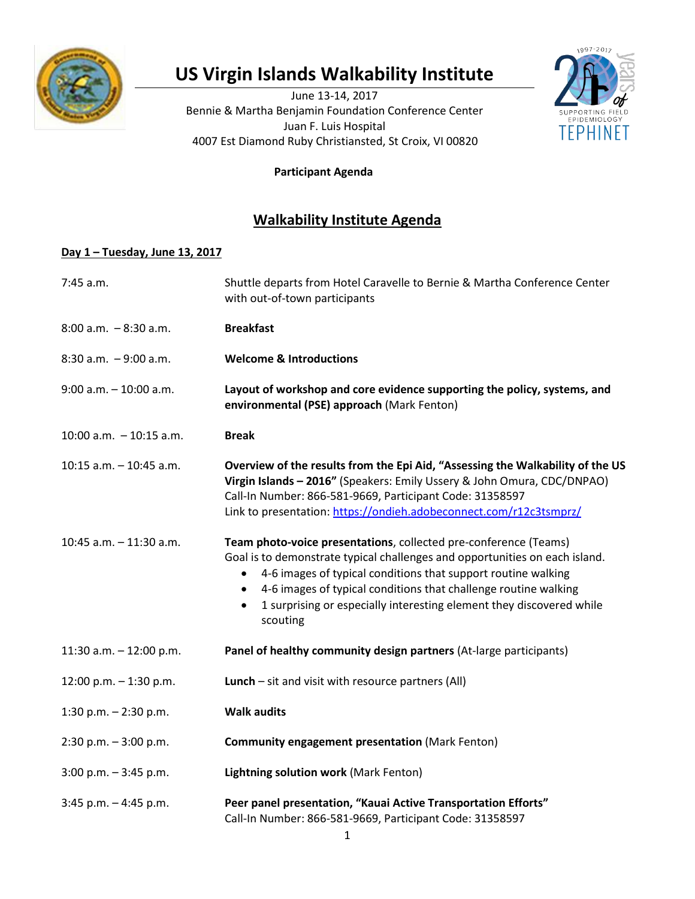# US Virgin Islands Walkability Institute

June 13-14, 2017
Bennie & Martha Benjamin Foundation Conference Center
Juan F. Luis Hospital
4007 Est Diamond Ruby Christiansted, St Croix, VI 00820

**Participant Agenda**

## Walkability Institute Agenda

### Day 1 – Tuesday, June 13, 2017

| | |
|---|---|
| 7:45 a.m. | Shuttle departs from Hotel Caravelle to Bernie & Martha Conference Center with out-of-town participants |
| 8:00 a.m. – 8:30 a.m. | **Breakfast** |
| 8:30 a.m. – 9:00 a.m. | **Welcome & Introductions** |
| 9:00 a.m. – 10:00 a.m. | **Layout of workshop and core evidence supporting the policy, systems, and environmental (PSE) approach** (Mark Fenton) |
| 10:00 a.m. – 10:15 a.m. | **Break** |
| 10:15 a.m. – 10:45 a.m. | **Overview of the results from the Epi Aid, "Assessing the Walkability of the US Virgin Islands – 2016"** (Speakers: Emily Ussery & John Omura, CDC/DNPAO)<br>Call-In Number: 866-581-9669, Participant Code: 31358597<br>Link to presentation: https://ondieh.adobeconnect.com/r12c3tsmprz/ |
| 10:45 a.m. – 11:30 a.m. | **Team photo-voice presentations**, collected pre-conference (Teams)<br>Goal is to demonstrate typical challenges and opportunities on each island.<br>• 4-6 images of typical conditions that support routine walking<br>• 4-6 images of typical conditions that challenge routine walking<br>• 1 surprising or especially interesting element they discovered while scouting |
| 11:30 a.m. – 12:00 p.m. | **Panel of healthy community design partners** (At-large participants) |
| 12:00 p.m. – 1:30 p.m. | **Lunch** – sit and visit with resource partners (All) |
| 1:30 p.m. – 2:30 p.m. | **Walk audits** |
| 2:30 p.m. – 3:00 p.m. | **Community engagement presentation** (Mark Fenton) |
| 3:00 p.m. – 3:45 p.m. | **Lightning solution work** (Mark Fenton) |
| 3:45 p.m. – 4:45 p.m. | **Peer panel presentation, "Kauai Active Transportation Efforts"**<br>Call-In Number: 866-581-9669, Participant Code: 31358597 |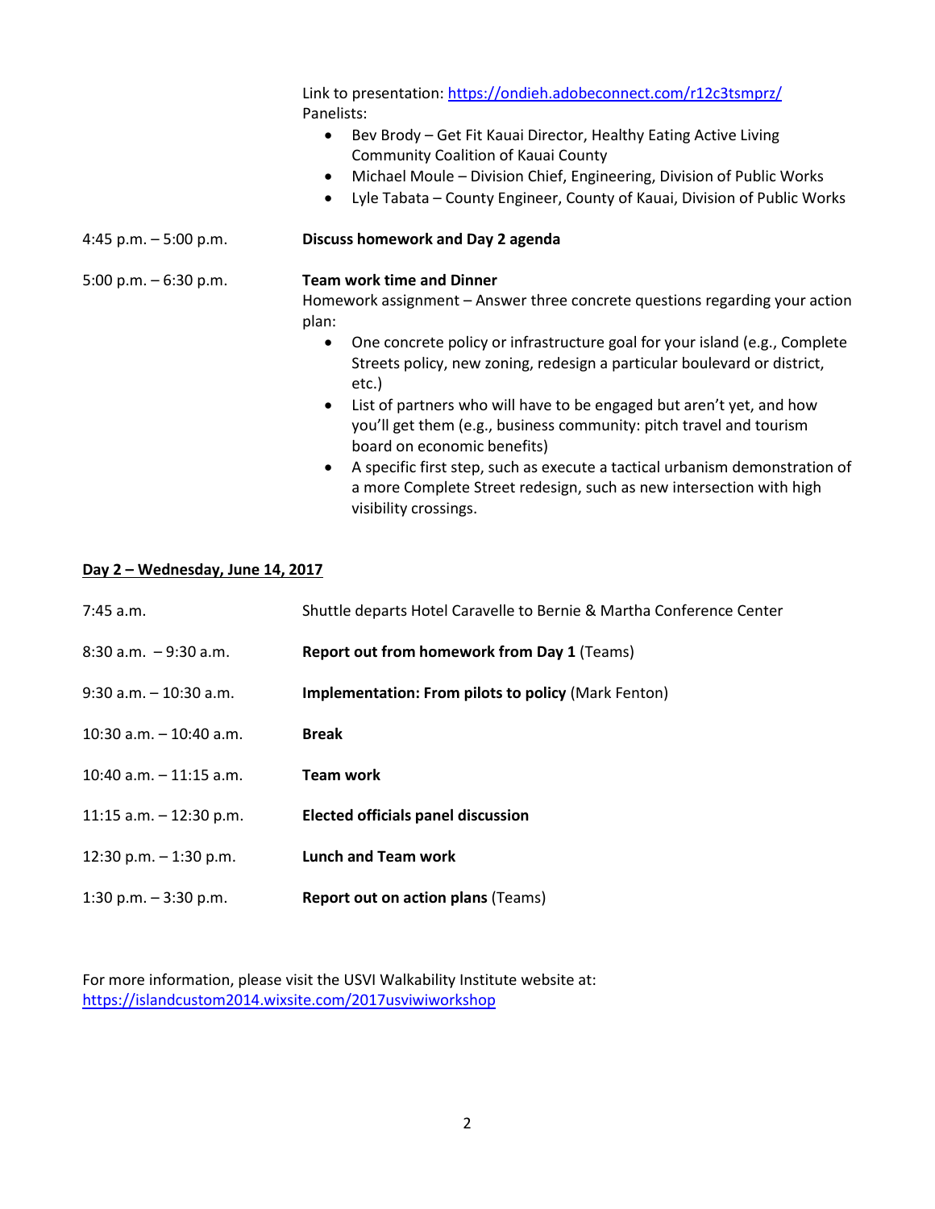Link to presentation: https://ondieh.adobeconnect.com/r12c3tsmprz/

Panelists:

- Bev Brody – Get Fit Kauai Director, Healthy Eating Active Living Community Coalition of Kauai County
- Michael Moule – Division Chief, Engineering, Division of Public Works
- Lyle Tabata – County Engineer, County of Kauai, Division of Public Works

4:45 p.m. – 5:00 p.m. **Discuss homework and Day 2 agenda**

5:00 p.m. – 6:30 p.m. **Team work time and Dinner**

Homework assignment – Answer three concrete questions regarding your action plan:

- One concrete policy or infrastructure goal for your island (e.g., Complete Streets policy, new zoning, redesign a particular boulevard or district, etc.)
- List of partners who will have to be engaged but aren't yet, and how you'll get them (e.g., business community: pitch travel and tourism board on economic benefits)
- A specific first step, such as execute a tactical urbanism demonstration of a more Complete Street redesign, such as new intersection with high visibility crossings.

## Day 2 – Wednesday, June 14, 2017

| | |
|---|---|
| 7:45 a.m. | Shuttle departs Hotel Caravelle to Bernie & Martha Conference Center |
| 8:30 a.m. – 9:30 a.m. | **Report out from homework from Day 1** (Teams) |
| 9:30 a.m. – 10:30 a.m. | **Implementation: From pilots to policy** (Mark Fenton) |
| 10:30 a.m. – 10:40 a.m. | **Break** |
| 10:40 a.m. – 11:15 a.m. | **Team work** |
| 11:15 a.m. – 12:30 p.m. | **Elected officials panel discussion** |
| 12:30 p.m. – 1:30 p.m. | **Lunch and Team work** |
| 1:30 p.m. – 3:30 p.m. | **Report out on action plans** (Teams) |

For more information, please visit the USVI Walkability Institute website at: https://islandcustom2014.wixsite.com/2017usviwiworkshop